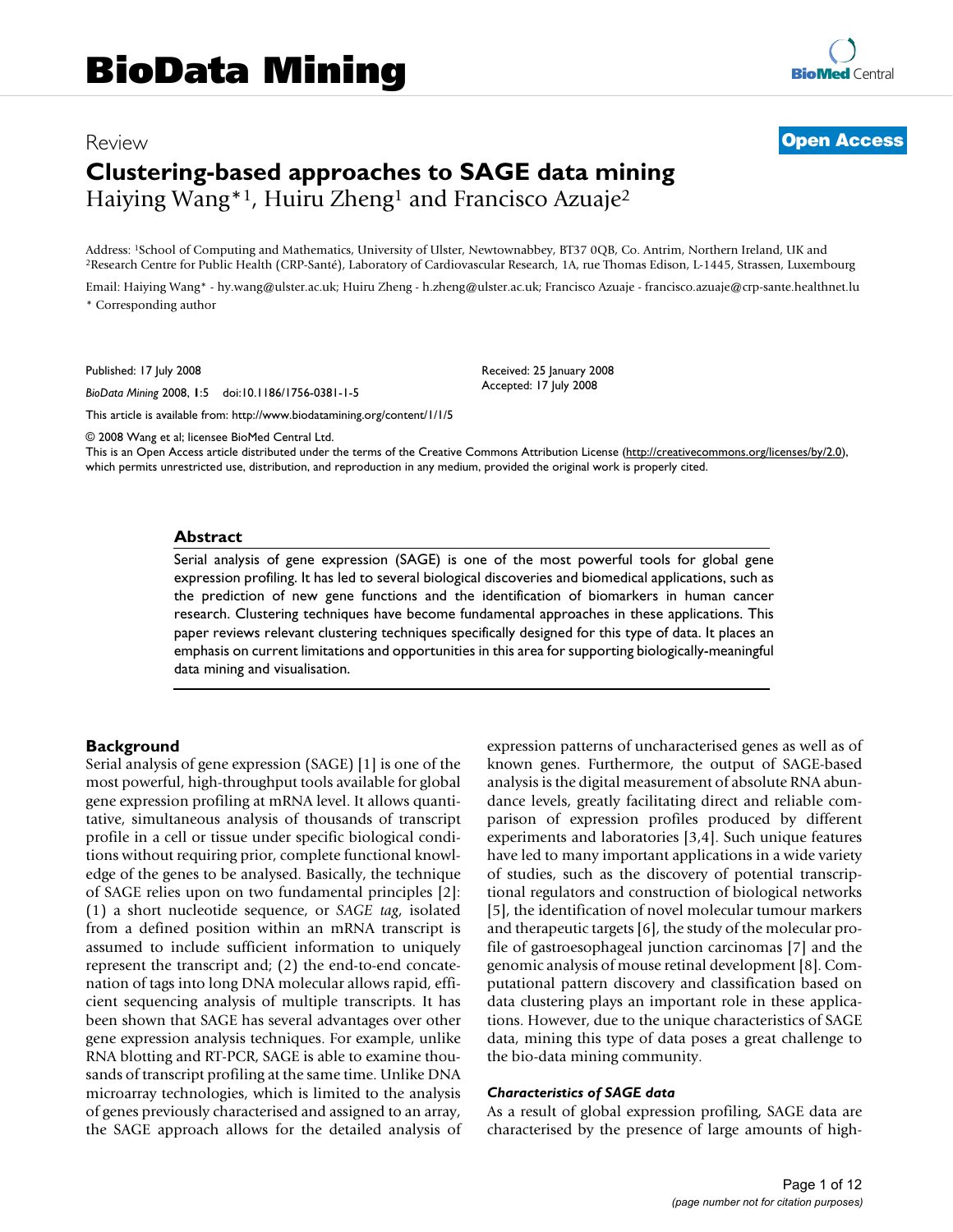# BioData Mining

Review

**Open Access**

## Clustering-based approaches to SAGE data mining

Haiying Wang*[1], Huiru Zheng[1] and Francisco Azuaje[2]

Address: [1]School of Computing and Mathematics, University of Ulster, Newtownabbey, BT37 0QB, Co. Antrim, Northern Ireland, UK and [2]Research Centre for Public Health (CRP-Santé), Laboratory of Cardiovascular Research, 1A, rue Thomas Edison, L-1445, Strassen, Luxembourg

Email: Haiying Wang* - hy.wang@ulster.ac.uk; Huiru Zheng - h.zheng@ulster.ac.uk; Francisco Azuaje - francisco.azuaje@crp-sante.healthnet.lu

\* Corresponding author

Published: 17 July 2008

*BioData Mining* 2008, **1**:5 doi:10.1186/1756-0381-1-5

Received: 25 January 2008
Accepted: 17 July 2008

This article is available from: http://www.biodatamining.org/content/1/1/5

© 2008 Wang et al; licensee BioMed Central Ltd.

This is an Open Access article distributed under the terms of the Creative Commons Attribution License (http://creativecommons.org/licenses/by/2.0), which permits unrestricted use, distribution, and reproduction in any medium, provided the original work is properly cited.

### Abstract

Serial analysis of gene expression (SAGE) is one of the most powerful tools for global gene expression profiling. It has led to several biological discoveries and biomedical applications, such as the prediction of new gene functions and the identification of biomarkers in human cancer research. Clustering techniques have become fundamental approaches in these applications. This paper reviews relevant clustering techniques specifically designed for this type of data. It places an emphasis on current limitations and opportunities in this area for supporting biologically-meaningful data mining and visualisation.

## Background

Serial analysis of gene expression (SAGE) [1] is one of the most powerful, high-throughput tools available for global gene expression profiling at mRNA level. It allows quantitative, simultaneous analysis of thousands of transcript profile in a cell or tissue under specific biological conditions without requiring prior, complete functional knowledge of the genes to be analysed. Basically, the technique of SAGE relies upon on two fundamental principles [2]: (1) a short nucleotide sequence, or *SAGE tag*, isolated from a defined position within an mRNA transcript is assumed to include sufficient information to uniquely represent the transcript and; (2) the end-to-end concatenation of tags into long DNA molecular allows rapid, efficient sequencing analysis of multiple transcripts. It has been shown that SAGE has several advantages over other gene expression analysis techniques. For example, unlike RNA blotting and RT-PCR, SAGE is able to examine thousands of transcript profiling at the same time. Unlike DNA microarray technologies, which is limited to the analysis of genes previously characterised and assigned to an array, the SAGE approach allows for the detailed analysis of expression patterns of uncharacterised genes as well as of known genes. Furthermore, the output of SAGE-based analysis is the digital measurement of absolute RNA abundance levels, greatly facilitating direct and reliable comparison of expression profiles produced by different experiments and laboratories [3,4]. Such unique features have led to many important applications in a wide variety of studies, such as the discovery of potential transcriptional regulators and construction of biological networks [5], the identification of novel molecular tumour markers and therapeutic targets [6], the study of the molecular profile of gastroesophageal junction carcinomas [7] and the genomic analysis of mouse retinal development [8]. Computational pattern discovery and classification based on data clustering plays an important role in these applications. However, due to the unique characteristics of SAGE data, mining this type of data poses a great challenge to the bio-data mining community.

### *Characteristics of SAGE data*

As a result of global expression profiling, SAGE data are characterised by the presence of large amounts of high-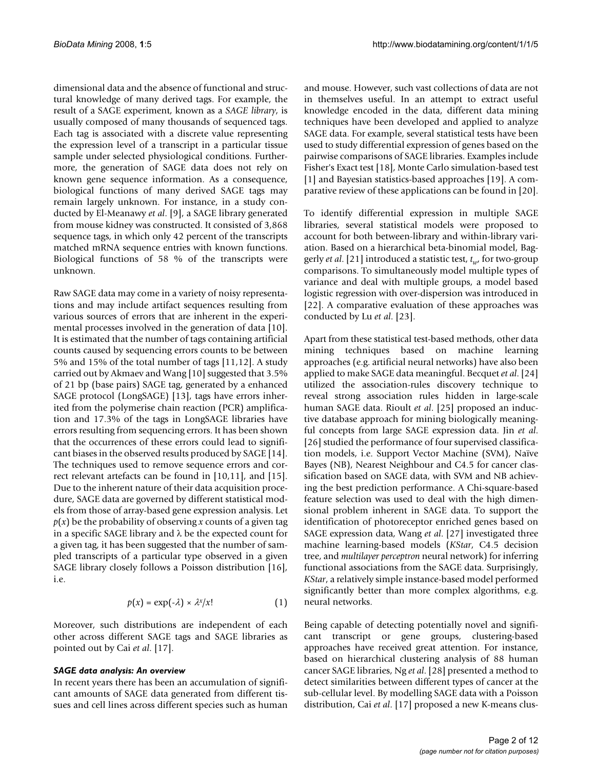dimensional data and the absence of functional and structural knowledge of many derived tags. For example, the result of a SAGE experiment, known as a *SAGE library*, is usually composed of many thousands of sequenced tags. Each tag is associated with a discrete value representing the expression level of a transcript in a particular tissue sample under selected physiological conditions. Furthermore, the generation of SAGE data does not rely on known gene sequence information. As a consequence, biological functions of many derived SAGE tags may remain largely unknown. For instance, in a study conducted by El-Meanawy *et al*. [9], a SAGE library generated from mouse kidney was constructed. It consisted of 3,868 sequence tags, in which only 42 percent of the transcripts matched mRNA sequence entries with known functions. Biological functions of 58 % of the transcripts were unknown.

Raw SAGE data may come in a variety of noisy representations and may include artifact sequences resulting from various sources of errors that are inherent in the experimental processes involved in the generation of data [10]. It is estimated that the number of tags containing artificial counts caused by sequencing errors counts to be between 5% and 15% of the total number of tags [11,12]. A study carried out by Akmaev and Wang [10] suggested that 3.5% of 21 bp (base pairs) SAGE tag, generated by a enhanced SAGE protocol (LongSAGE) [13], tags have errors inherited from the polymerise chain reaction (PCR) amplification and 17.3% of the tags in LongSAGE libraries have errors resulting from sequencing errors. It has been shown that the occurrences of these errors could lead to significant biases in the observed results produced by SAGE [14]. The techniques used to remove sequence errors and correct relevant artefacts can be found in [10,11], and [15]. Due to the inherent nature of their data acquisition procedure, SAGE data are governed by different statistical models from those of array-based gene expression analysis. Let $p(x)$ be the probability of observing $x$ counts of a given tag in a specific SAGE library and $\lambda$ be the expected count for a given tag, it has been suggested that the number of sampled transcripts of a particular type observed in a given SAGE library closely follows a Poisson distribution [16], i.e.

$$p(x) = \exp(-\lambda) \times \lambda^x/x! \quad (1)$$

Moreover, such distributions are independent of each other across different SAGE tags and SAGE libraries as pointed out by Cai *et al*. [17].

### *SAGE data analysis: An overview*

In recent years there has been an accumulation of significant amounts of SAGE data generated from different tissues and cell lines across different species such as human and mouse. However, such vast collections of data are not in themselves useful. In an attempt to extract useful knowledge encoded in the data, different data mining techniques have been developed and applied to analyze SAGE data. For example, several statistical tests have been used to study differential expression of genes based on the pairwise comparisons of SAGE libraries. Examples include Fisher's Exact test [18], Monte Carlo simulation-based test [1] and Bayesian statistics-based approaches [19]. A comparative review of these applications can be found in [20].

To identify differential expression in multiple SAGE libraries, several statistical models were proposed to account for both between-library and within-library variation. Based on a hierarchical beta-binomial model, Baggerly *et al*. [21] introduced a statistic test, $t_w$, for two-group comparisons. To simultaneously model multiple types of variance and deal with multiple groups, a model based logistic regression with over-dispersion was introduced in [22]. A comparative evaluation of these approaches was conducted by Lu *et al*. [23].

Apart from these statistical test-based methods, other data mining techniques based on machine learning approaches (e.g. artificial neural networks) have also been applied to make SAGE data meaningful. Becquet *et al*. [24] utilized the association-rules discovery technique to reveal strong association rules hidden in large-scale human SAGE data. Rioult *et al*. [25] proposed an inductive database approach for mining biologically meaningful concepts from large SAGE expression data. Jin *et al*. [26] studied the performance of four supervised classification models, i.e. Support Vector Machine (SVM), Naïve Bayes (NB), Nearest Neighbour and C4.5 for cancer classification based on SAGE data, with SVM and NB achieving the best prediction performance. A Chi-square-based feature selection was used to deal with the high dimensional problem inherent in SAGE data. To support the identification of photoreceptor enriched genes based on SAGE expression data, Wang *et al*. [27] investigated three machine learning-based models (*KStar*, C4.5 decision tree, and *multilayer perceptron* neural network) for inferring functional associations from the SAGE data. Surprisingly, *KStar*, a relatively simple instance-based model performed significantly better than more complex algorithms, e.g. neural networks.

Being capable of detecting potentially novel and significant transcript or gene groups, clustering-based approaches have received great attention. For instance, based on hierarchical clustering analysis of 88 human cancer SAGE libraries, Ng *et al*. [28] presented a method to detect similarities between different types of cancer at the sub-cellular level. By modelling SAGE data with a Poisson distribution, Cai *et al*. [17] proposed a new K-means clus-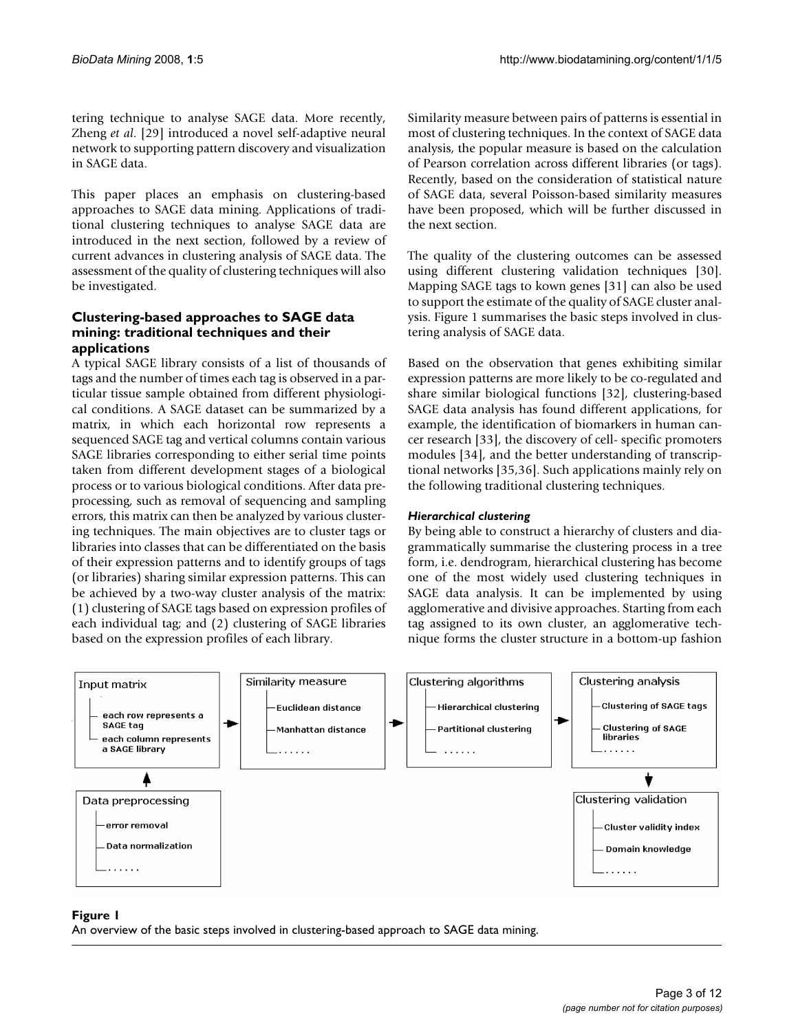tering technique to analyse SAGE data. More recently, Zheng *et al*. [29] introduced a novel self-adaptive neural network to supporting pattern discovery and visualization in SAGE data.

This paper places an emphasis on clustering-based approaches to SAGE data mining. Applications of traditional clustering techniques to analyse SAGE data are introduced in the next section, followed by a review of current advances in clustering analysis of SAGE data. The assessment of the quality of clustering techniques will also be investigated.

## Clustering-based approaches to SAGE data mining: traditional techniques and their applications

A typical SAGE library consists of a list of thousands of tags and the number of times each tag is observed in a particular tissue sample obtained from different physiological conditions. A SAGE dataset can be summarized by a matrix, in which each horizontal row represents a sequenced SAGE tag and vertical columns contain various SAGE libraries corresponding to either serial time points taken from different development stages of a biological process or to various biological conditions. After data preprocessing, such as removal of sequencing and sampling errors, this matrix can then be analyzed by various clustering techniques. The main objectives are to cluster tags or libraries into classes that can be differentiated on the basis of their expression patterns and to identify groups of tags (or libraries) sharing similar expression patterns. This can be achieved by a two-way cluster analysis of the matrix: (1) clustering of SAGE tags based on expression profiles of each individual tag; and (2) clustering of SAGE libraries based on the expression profiles of each library.

Similarity measure between pairs of patterns is essential in most of clustering techniques. In the context of SAGE data analysis, the popular measure is based on the calculation of Pearson correlation across different libraries (or tags). Recently, based on the consideration of statistical nature of SAGE data, several Poisson-based similarity measures have been proposed, which will be further discussed in the next section.

The quality of the clustering outcomes can be assessed using different clustering validation techniques [30]. Mapping SAGE tags to kown genes [31] can also be used to support the estimate of the quality of SAGE cluster analysis. Figure 1 summarises the basic steps involved in clustering analysis of SAGE data.

Based on the observation that genes exhibiting similar expression patterns are more likely to be co-regulated and share similar biological functions [32], clustering-based SAGE data analysis has found different applications, for example, the identification of biomarkers in human cancer research [33], the discovery of cell- specific promoters modules [34], and the better understanding of transcriptional networks [35,36]. Such applications mainly rely on the following traditional clustering techniques.

### *Hierarchical clustering*

By being able to construct a hierarchy of clusters and diagrammatically summarise the clustering process in a tree form, i.e. dendrogram, hierarchical clustering has become one of the most widely used clustering techniques in SAGE data analysis. It can be implemented by using agglomerative and divisive approaches. Starting from each tag assigned to its own cluster, an agglomerative technique forms the cluster structure in a bottom-up fashion

**Figure 1**
An overview of the basic steps involved in clustering-based approach to SAGE data mining.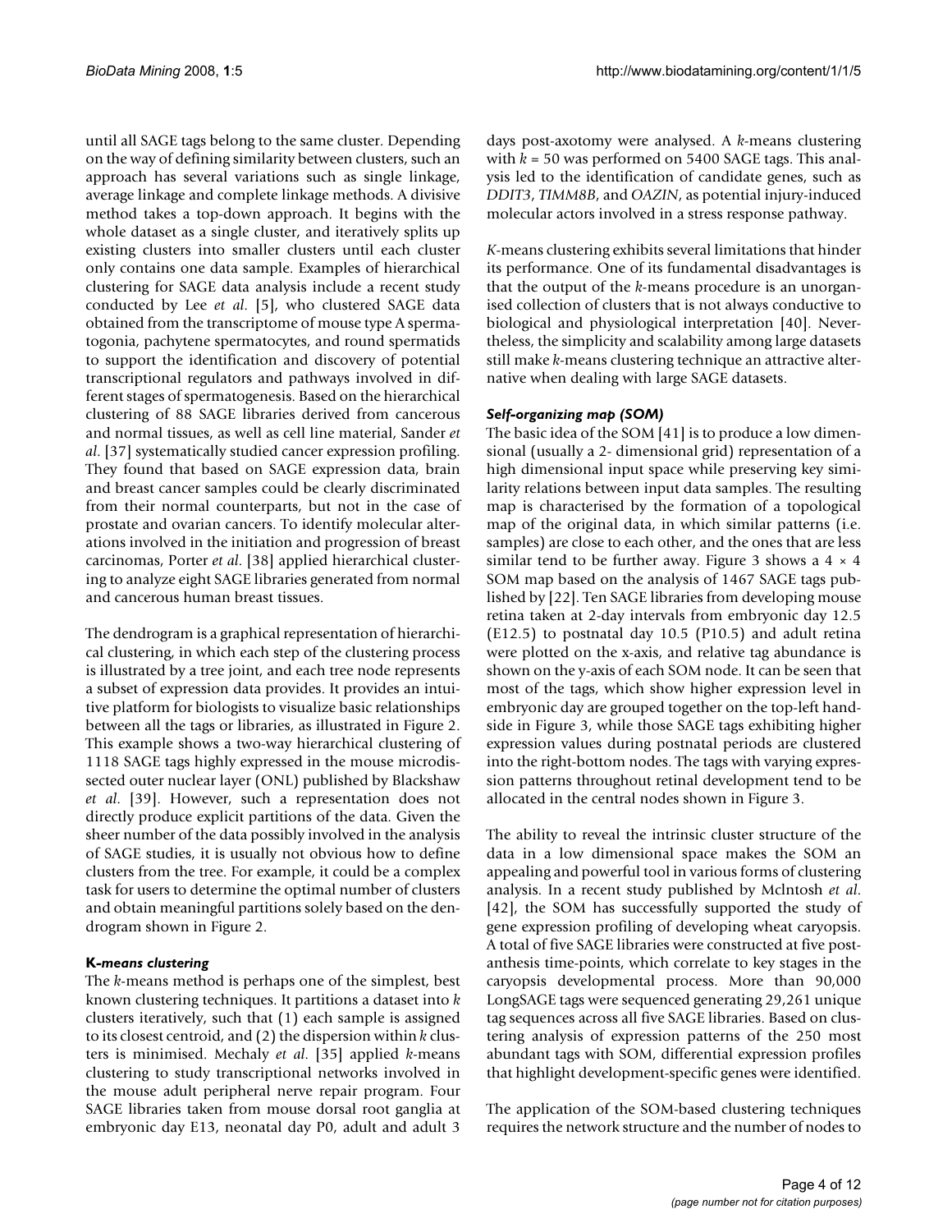until all SAGE tags belong to the same cluster. Depending on the way of defining similarity between clusters, such an approach has several variations such as single linkage, average linkage and complete linkage methods. A divisive method takes a top-down approach. It begins with the whole dataset as a single cluster, and iteratively splits up existing clusters into smaller clusters until each cluster only contains one data sample. Examples of hierarchical clustering for SAGE data analysis include a recent study conducted by Lee *et al*. [5], who clustered SAGE data obtained from the transcriptome of mouse type A spermatogonia, pachytene spermatocytes, and round spermatids to support the identification and discovery of potential transcriptional regulators and pathways involved in different stages of spermatogenesis. Based on the hierarchical clustering of 88 SAGE libraries derived from cancerous and normal tissues, as well as cell line material, Sander *et al*. [37] systematically studied cancer expression profiling. They found that based on SAGE expression data, brain and breast cancer samples could be clearly discriminated from their normal counterparts, but not in the case of prostate and ovarian cancers. To identify molecular alterations involved in the initiation and progression of breast carcinomas, Porter *et al*. [38] applied hierarchical clustering to analyze eight SAGE libraries generated from normal and cancerous human breast tissues.

The dendrogram is a graphical representation of hierarchical clustering, in which each step of the clustering process is illustrated by a tree joint, and each tree node represents a subset of expression data provides. It provides an intuitive platform for biologists to visualize basic relationships between all the tags or libraries, as illustrated in Figure 2. This example shows a two-way hierarchical clustering of 1118 SAGE tags highly expressed in the mouse microdissected outer nuclear layer (ONL) published by Blackshaw *et al*. [39]. However, such a representation does not directly produce explicit partitions of the data. Given the sheer number of the data possibly involved in the analysis of SAGE studies, it is usually not obvious how to define clusters from the tree. For example, it could be a complex task for users to determine the optimal number of clusters and obtain meaningful partitions solely based on the dendrogram shown in Figure 2.

### K-*means clustering*

The *k*-means method is perhaps one of the simplest, best known clustering techniques. It partitions a dataset into *k* clusters iteratively, such that (1) each sample is assigned to its closest centroid, and (2) the dispersion within *k* clusters is minimised. Mechaly *et al*. [35] applied *k*-means clustering to study transcriptional networks involved in the mouse adult peripheral nerve repair program. Four SAGE libraries taken from mouse dorsal root ganglia at embryonic day E13, neonatal day P0, adult and adult 3 days post-axotomy were analysed. A *k*-means clustering with $k = 50$ was performed on 5400 SAGE tags. This analysis led to the identification of candidate genes, such as *DDIT3*, *TIMM8B*, and *OAZIN*, as potential injury-induced molecular actors involved in a stress response pathway.

*K*-means clustering exhibits several limitations that hinder its performance. One of its fundamental disadvantages is that the output of the *k*-means procedure is an unorganised collection of clusters that is not always conductive to biological and physiological interpretation [40]. Nevertheless, the simplicity and scalability among large datasets still make *k*-means clustering technique an attractive alternative when dealing with large SAGE datasets.

### *Self-organizing map (SOM)*

The basic idea of the SOM [41] is to produce a low dimensional (usually a 2- dimensional grid) representation of a high dimensional input space while preserving key similarity relations between input data samples. The resulting map is characterised by the formation of a topological map of the original data, in which similar patterns (i.e. samples) are close to each other, and the ones that are less similar tend to be further away. Figure 3 shows a $4 \times 4$ SOM map based on the analysis of 1467 SAGE tags published by [22]. Ten SAGE libraries from developing mouse retina taken at 2-day intervals from embryonic day 12.5 (E12.5) to postnatal day 10.5 (P10.5) and adult retina were plotted on the x-axis, and relative tag abundance is shown on the y-axis of each SOM node. It can be seen that most of the tags, which show higher expression level in embryonic day are grouped together on the top-left handside in Figure 3, while those SAGE tags exhibiting higher expression values during postnatal periods are clustered into the right-bottom nodes. The tags with varying expression patterns throughout retinal development tend to be allocated in the central nodes shown in Figure 3.

The ability to reveal the intrinsic cluster structure of the data in a low dimensional space makes the SOM an appealing and powerful tool in various forms of clustering analysis. In a recent study published by Mclntosh *et al*. [42], the SOM has successfully supported the study of gene expression profiling of developing wheat caryopsis. A total of five SAGE libraries were constructed at five post-anthesis time-points, which correlate to key stages in the caryopsis developmental process. More than 90,000 LongSAGE tags were sequenced generating 29,261 unique tag sequences across all five SAGE libraries. Based on clustering analysis of expression patterns of the 250 most abundant tags with SOM, differential expression profiles that highlight development-specific genes were identified.

The application of the SOM-based clustering techniques requires the network structure and the number of nodes to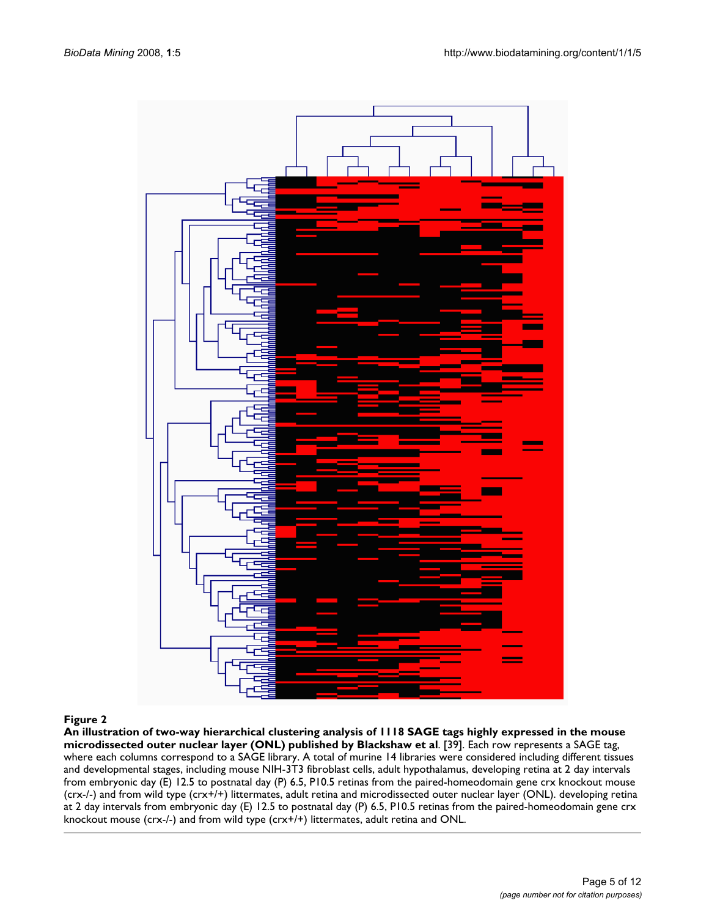**Figure 2**

**An illustration of two-way hierarchical clustering analysis of 1118 SAGE tags highly expressed in the mouse microdissected outer nuclear layer (ONL) published by Blackshaw et al**. [39]. Each row represents a SAGE tag, where each columns correspond to a SAGE library. A total of murine 14 libraries were considered including different tissues and developmental stages, including mouse NIH-3T3 fibroblast cells, adult hypothalamus, developing retina at 2 day intervals from embryonic day (E) 12.5 to postnatal day (P) 6.5, P10.5 retinas from the paired-homeodomain gene crx knockout mouse (crx-/-) and from wild type (crx+/+) littermates, adult retina and microdissected outer nuclear layer (ONL). developing retina at 2 day intervals from embryonic day (E) 12.5 to postnatal day (P) 6.5, P10.5 retinas from the paired-homeodomain gene crx knockout mouse (crx-/-) and from wild type (crx+/+) littermates, adult retina and ONL.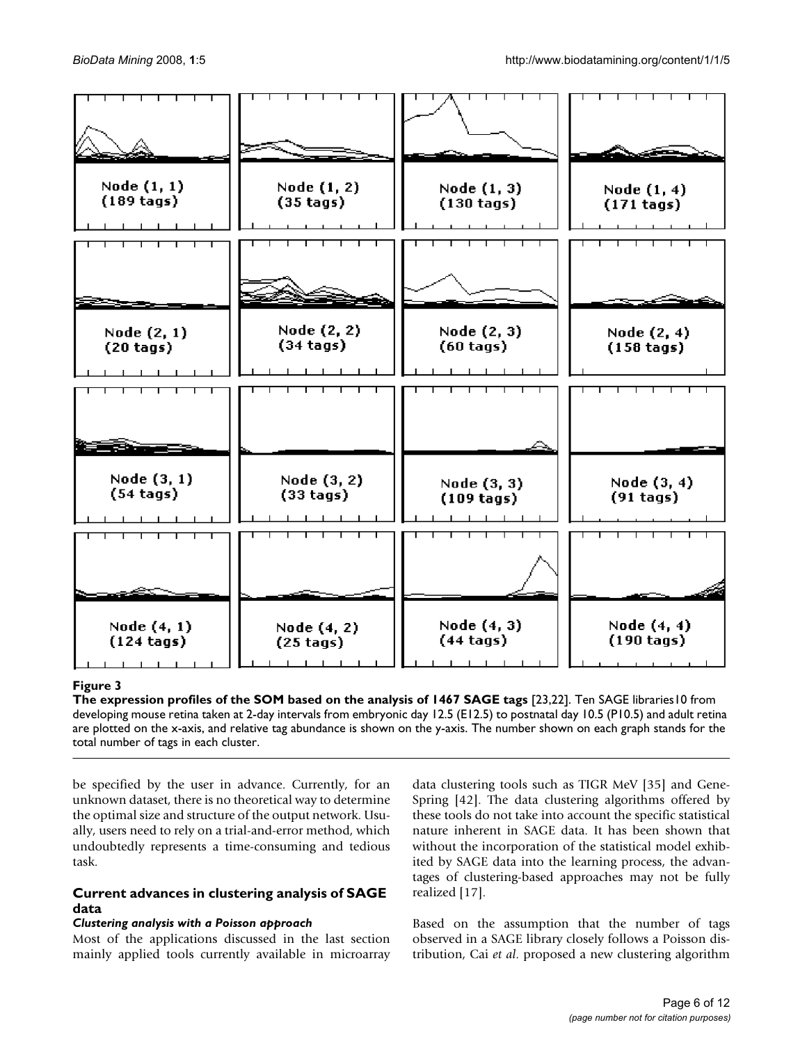**Figure 3**

**The expression profiles of the SOM based on the analysis of 1467 SAGE tags** [23,22]. Ten SAGE libraries10 from developing mouse retina taken at 2-day intervals from embryonic day 12.5 (E12.5) to postnatal day 10.5 (P10.5) and adult retina are plotted on the x-axis, and relative tag abundance is shown on the y-axis. The number shown on each graph stands for the total number of tags in each cluster.

be specified by the user in advance. Currently, for an unknown dataset, there is no theoretical way to determine the optimal size and structure of the output network. Usually, users need to rely on a trial-and-error method, which undoubtedly represents a time-consuming and tedious task.

## Current advances in clustering analysis of SAGE data

### *Clustering analysis with a Poisson approach*

Most of the applications discussed in the last section mainly applied tools currently available in microarray data clustering tools such as TIGR MeV [35] and GeneSpring [42]. The data clustering algorithms offered by these tools do not take into account the specific statistical nature inherent in SAGE data. It has been shown that without the incorporation of the statistical model exhibited by SAGE data into the learning process, the advantages of clustering-based approaches may not be fully realized [17].

Based on the assumption that the number of tags observed in a SAGE library closely follows a Poisson distribution, Cai *et al*. proposed a new clustering algorithm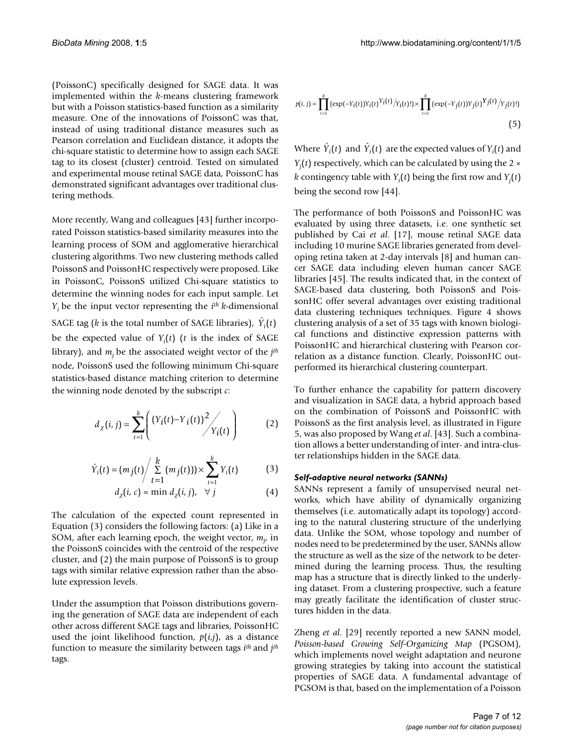(PoissonC) specifically designed for SAGE data. It was implemented within the *k*-means clustering framework but with a Poisson statistics-based function as a similarity measure. One of the innovations of PoissonC was that, instead of using traditional distance measures such as Pearson correlation and Euclidean distance, it adopts the chi-square statistic to determine how to assign each SAGE tag to its closest (cluster) centroid. Tested on simulated and experimental mouse retinal SAGE data, PoissonC has demonstrated significant advantages over traditional clustering methods.

More recently, Wang and colleagues [43] further incorporated Poisson statistics-based similarity measures into the learning process of SOM and agglomerative hierarchical clustering algorithms. Two new clustering methods called PoissonS and PoissonHC respectively were proposed. Like in PoissonC, PoissonS utilized Chi-square statistics to determine the winning nodes for each input sample. Let $Y_i$ be the input vector representing the $i^{th}$ $k$-dimensional SAGE tag ($k$ is the total number of SAGE libraries), $\hat{Y}_i(t)$ be the expected value of $Y_i(t)$ ($t$ is the index of SAGE library), and $m_j$ be the associated weight vector of the $j^{th}$ node, PoissonS used the following minimum Chi-square statistics-based distance matching criterion to determine the winning node denoted by the subscript $c$:

$$d_\chi(i,j) = \sum_{t=1}^{k} \left( \left(Y_i(t) - Y_i(t)\right)^2 \Big/ Y_i(t) \right) \quad (2)$$

$$\hat{Y}_i(t) = \left(m_j(t) \Big/ \sum_{t=1}^{k} (m_j(t))\right) \times \sum_{t=1}^{k} Y_i(t) \quad (3)$$

$$d_\chi(i,c) = \min d_\chi(i,j), \quad \forall j \quad (4)$$

The calculation of the expected count represented in Equation (3) considers the following factors: (a) Like in a SOM, after each learning epoch, the weight vector, $m_j$, in the PoissonS coincides with the centroid of the respective cluster, and (2) the main purpose of PoissonS is to group tags with similar relative expression rather than the absolute expression levels.

Under the assumption that Poisson distributions governing the generation of SAGE data are independent of each other across different SAGE tags and libraries, PoissonHC used the joint likelihood function, $p(i,j)$, as a distance function to measure the similarity between tags $i^{th}$ and $j^{th}$ tags.

$$p(i,j) = \prod_{t=1}^{k} \left(\exp(-Y_i(t)) Y_i(t)^{Y_i(t)} \Big/ Y_i(t)!\right) \times \prod_{t=1}^{k} \left(\exp(-Y_j(t)) Y_j(t)^{Y_j(t)} \Big/ Y_j(t)!\right) \quad (5)$$

Where $\hat{Y}_i(t)$ and $\hat{Y}_i(t)$ are the expected values of $Y_i(t)$ and $Y_j(t)$ respectively, which can be calculated by using the 2 × $k$ contingency table with $Y_i(t)$ being the first row and $Y_j(t)$ being the second row [44].

The performance of both PoissonS and PoissonHC was evaluated by using three datasets, i.e. one synthetic set published by Cai *et al.* [17], mouse retinal SAGE data including 10 murine SAGE libraries generated from developing retina taken at 2-day intervals [8] and human cancer SAGE data including eleven human cancer SAGE libraries [45]. The results indicated that, in the context of SAGE-based data clustering, both PoissonS and PoissonHC offer several advantages over existing traditional data clustering techniques techniques. Figure 4 shows clustering analysis of a set of 35 tags with known biological functions and distinctive expression patterns with PoissonHC and hierarchical clustering with Pearson correlation as a distance function. Clearly, PoissonHC outperformed its hierarchical clustering counterpart.

To further enhance the capability for pattern discovery and visualization in SAGE data, a hybrid approach based on the combination of PoissonS and PoissonHC with PoissonS as the first analysis level, as illustrated in Figure 5, was also proposed by Wang *et al.* [43]. Such a combination allows a better understanding of inter- and intra-cluster relationships hidden in the SAGE data.

#### *Self-adaptive neural networks (SANNs)*

SANNs represent a family of unsupervised neural networks, which have ability of dynamically organizing themselves (i.e. automatically adapt its topology) according to the natural clustering structure of the underlying data. Unlike the SOM, whose topology and number of nodes need to be predetermined by the user, SANNs allow the structure as well as the size of the network to be determined during the learning process. Thus, the resulting map has a structure that is directly linked to the underlying dataset. From a clustering prospective, such a feature may greatly facilitate the identification of cluster structures hidden in the data.

Zheng *et al.* [29] recently reported a new SANN model, *Poisson-based Growing Self-Organizing Map* (PGSOM), which implements novel weight adaptation and neurone growing strategies by taking into account the statistical properties of SAGE data. A fundamental advantage of PGSOM is that, based on the implementation of a Poisson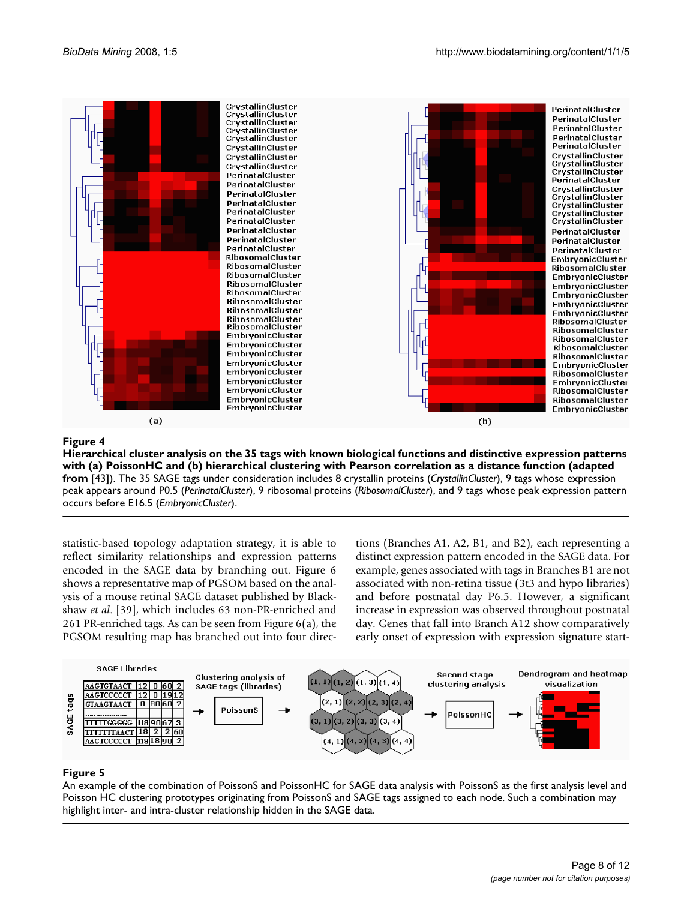**Figure 4**

**Hierarchical cluster analysis on the 35 tags with known biological functions and distinctive expression patterns with (a) PoissonHC and (b) hierarchical clustering with Pearson correlation as a distance function (adapted from** [43]**).** The 35 SAGE tags under consideration includes 8 crystallin proteins (*CrystallinCluster*), 9 tags whose expression peak appears around P0.5 (*PerinatalCluster*), 9 ribosomal proteins (*RibosomalCluster*), and 9 tags whose peak expression pattern occurs before E16.5 (*EmbryonicCluster*).

statistic-based topology adaptation strategy, it is able to reflect similarity relationships and expression patterns encoded in the SAGE data by branching out. Figure 6 shows a representative map of PGSOM based on the analysis of a mouse retinal SAGE dataset published by Blackshaw *et al*. [39], which includes 63 non-PR-enriched and 261 PR-enriched tags. As can be seen from Figure 6(a), the PGSOM resulting map has branched out into four directions (Branches A1, A2, B1, and B2), each representing a distinct expression pattern encoded in the SAGE data. For example, genes associated with tags in Branches B1 are not associated with non-retina tissue (3t3 and hypo libraries) and before postnatal day P6.5. However, a significant increase in expression was observed throughout postnatal day. Genes that fall into Branch A12 show comparatively early onset of expression with expression signature start-

**Figure 5**

An example of the combination of PoissonS and PoissonHC for SAGE data analysis with PoissonS as the first analysis level and Poisson HC clustering prototypes originating from PoissonS and SAGE tags assigned to each node. Such a combination may highlight inter- and intra-cluster relationship hidden in the SAGE data.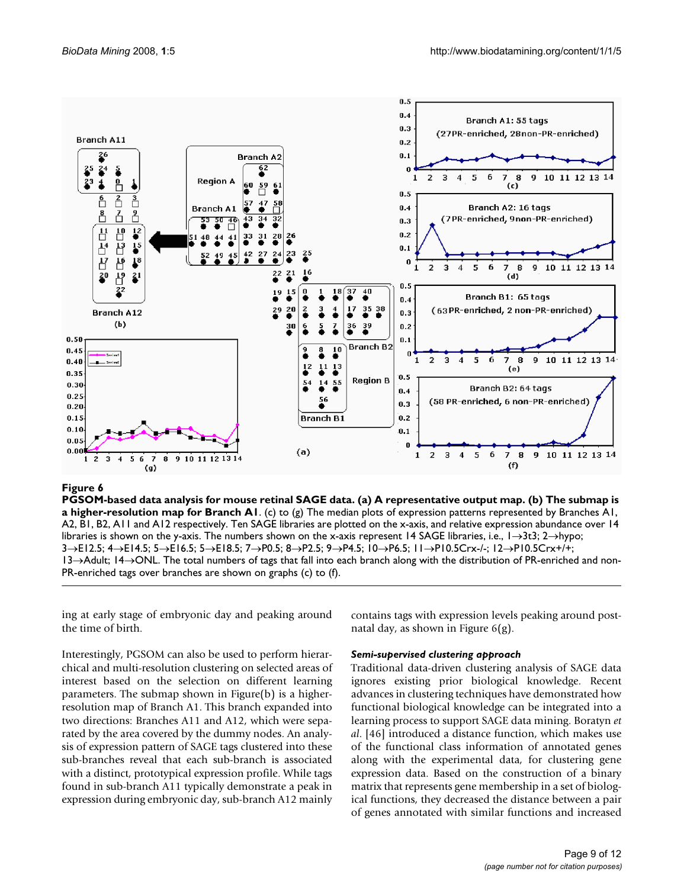**Figure 6**

**PGSOM-based data analysis for mouse retinal SAGE data. (a) A representative output map. (b) The submap is a higher-resolution map for Branch A1**. (c) to (g) The median plots of expression patterns represented by Branches A1, A2, B1, B2, A11 and A12 respectively. Ten SAGE libraries are plotted on the x-axis, and relative expression abundance over 14 libraries is shown on the y-axis. The numbers shown on the x-axis represent 14 SAGE libraries, i.e., 1→3t3; 2→hypo; 3→E12.5; 4→E14.5; 5→E16.5; 5→E18.5; 7→P0.5; 8→P2.5; 9→P4.5; 10→P6.5; 11→P10.5Crx-/-; 12→P10.5Crx+/+; 13→Adult; 14→ONL. The total numbers of tags that fall into each branch along with the distribution of PR-enriched and non-PR-enriched tags over branches are shown on graphs (c) to (f).

ing at early stage of embryonic day and peaking around the time of birth.

Interestingly, PGSOM can also be used to perform hierarchical and multi-resolution clustering on selected areas of interest based on the selection on different learning parameters. The submap shown in Figure(b) is a higher-resolution map of Branch A1. This branch expanded into two directions: Branches A11 and A12, which were separated by the area covered by the dummy nodes. An analysis of expression pattern of SAGE tags clustered into these sub-branches reveal that each sub-branch is associated with a distinct, prototypical expression profile. While tags found in sub-branch A11 typically demonstrate a peak in expression during embryonic day, sub-branch A12 mainly contains tags with expression levels peaking around post-natal day, as shown in Figure 6(g).

### *Semi-supervised clustering approach*

Traditional data-driven clustering analysis of SAGE data ignores existing prior biological knowledge. Recent advances in clustering techniques have demonstrated how functional biological knowledge can be integrated into a learning process to support SAGE data mining. Boratyn *et al*. [46] introduced a distance function, which makes use of the functional class information of annotated genes along with the experimental data, for clustering gene expression data. Based on the construction of a binary matrix that represents gene membership in a set of biological functions, they decreased the distance between a pair of genes annotated with similar functions and increased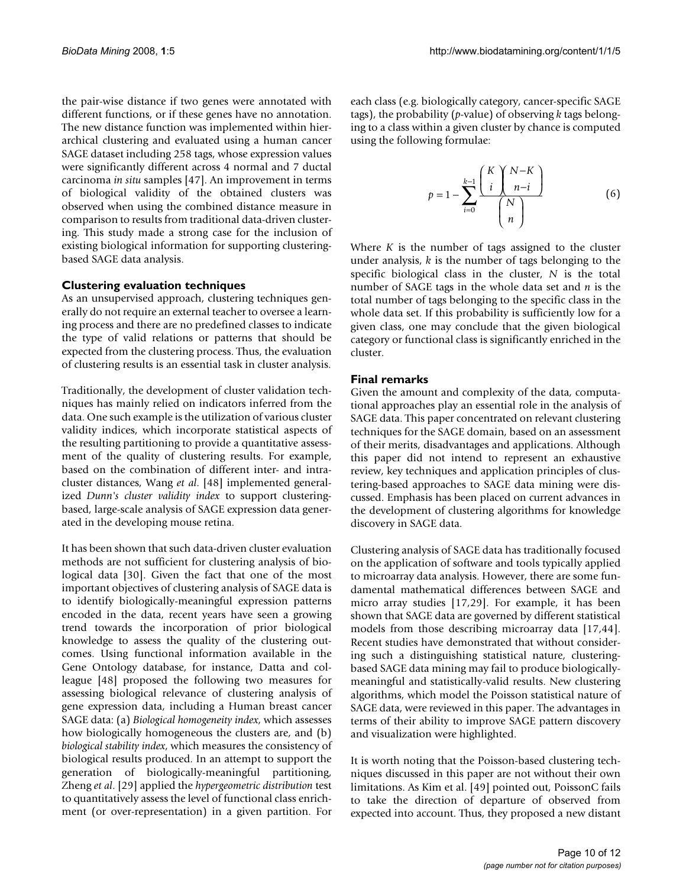the pair-wise distance if two genes were annotated with different functions, or if these genes have no annotation. The new distance function was implemented within hierarchical clustering and evaluated using a human cancer SAGE dataset including 258 tags, whose expression values were significantly different across 4 normal and 7 ductal carcinoma *in situ* samples [47]. An improvement in terms of biological validity of the obtained clusters was observed when using the combined distance measure in comparison to results from traditional data-driven clustering. This study made a strong case for the inclusion of existing biological information for supporting clustering-based SAGE data analysis.

### Clustering evaluation techniques

As an unsupervised approach, clustering techniques generally do not require an external teacher to oversee a learning process and there are no predefined classes to indicate the type of valid relations or patterns that should be expected from the clustering process. Thus, the evaluation of clustering results is an essential task in cluster analysis.

Traditionally, the development of cluster validation techniques has mainly relied on indicators inferred from the data. One such example is the utilization of various cluster validity indices, which incorporate statistical aspects of the resulting partitioning to provide a quantitative assessment of the quality of clustering results. For example, based on the combination of different inter- and intra-cluster distances, Wang *et al*. [48] implemented generalized *Dunn's cluster validity index* to support clustering-based, large-scale analysis of SAGE expression data generated in the developing mouse retina.

It has been shown that such data-driven cluster evaluation methods are not sufficient for clustering analysis of biological data [30]. Given the fact that one of the most important objectives of clustering analysis of SAGE data is to identify biologically-meaningful expression patterns encoded in the data, recent years have seen a growing trend towards the incorporation of prior biological knowledge to assess the quality of the clustering outcomes. Using functional information available in the Gene Ontology database, for instance, Datta and colleague [48] proposed the following two measures for assessing biological relevance of clustering analysis of gene expression data, including a Human breast cancer SAGE data: (a) *Biological homogeneity index*, which assesses how biologically homogeneous the clusters are, and (b) *biological stability index*, which measures the consistency of biological results produced. In an attempt to support the generation of biologically-meaningful partitioning, Zheng *et al*. [29] applied the *hypergeometric distribution* test to quantitatively assess the level of functional class enrichment (or over-representation) in a given partition. For each class (e.g. biologically category, cancer-specific SAGE tags), the probability (*p*-value) of observing *k* tags belonging to a class within a given cluster by chance is computed using the following formulae:

$$p = 1 - \sum_{i=0}^{k-1} \frac{\binom{K}{i}\binom{N-K}{n-i}}{\binom{N}{n}} \quad (6)$$

Where $K$ is the number of tags assigned to the cluster under analysis, $k$ is the number of tags belonging to the specific biological class in the cluster, $N$ is the total number of SAGE tags in the whole data set and $n$ is the total number of tags belonging to the specific class in the whole data set. If this probability is sufficiently low for a given class, one may conclude that the given biological category or functional class is significantly enriched in the cluster.

### Final remarks

Given the amount and complexity of the data, computational approaches play an essential role in the analysis of SAGE data. This paper concentrated on relevant clustering techniques for the SAGE domain, based on an assessment of their merits, disadvantages and applications. Although this paper did not intend to represent an exhaustive review, key techniques and application principles of clustering-based approaches to SAGE data mining were discussed. Emphasis has been placed on current advances in the development of clustering algorithms for knowledge discovery in SAGE data.

Clustering analysis of SAGE data has traditionally focused on the application of software and tools typically applied to microarray data analysis. However, there are some fundamental mathematical differences between SAGE and micro array studies [17,29]. For example, it has been shown that SAGE data are governed by different statistical models from those describing microarray data [17,44]. Recent studies have demonstrated that without considering such a distinguishing statistical nature, clustering-based SAGE data mining may fail to produce biologically-meaningful and statistically-valid results. New clustering algorithms, which model the Poisson statistical nature of SAGE data, were reviewed in this paper. The advantages in terms of their ability to improve SAGE pattern discovery and visualization were highlighted.

It is worth noting that the Poisson-based clustering techniques discussed in this paper are not without their own limitations. As Kim et al. [49] pointed out, PoissonC fails to take the direction of departure of observed from expected into account. Thus, they proposed a new distant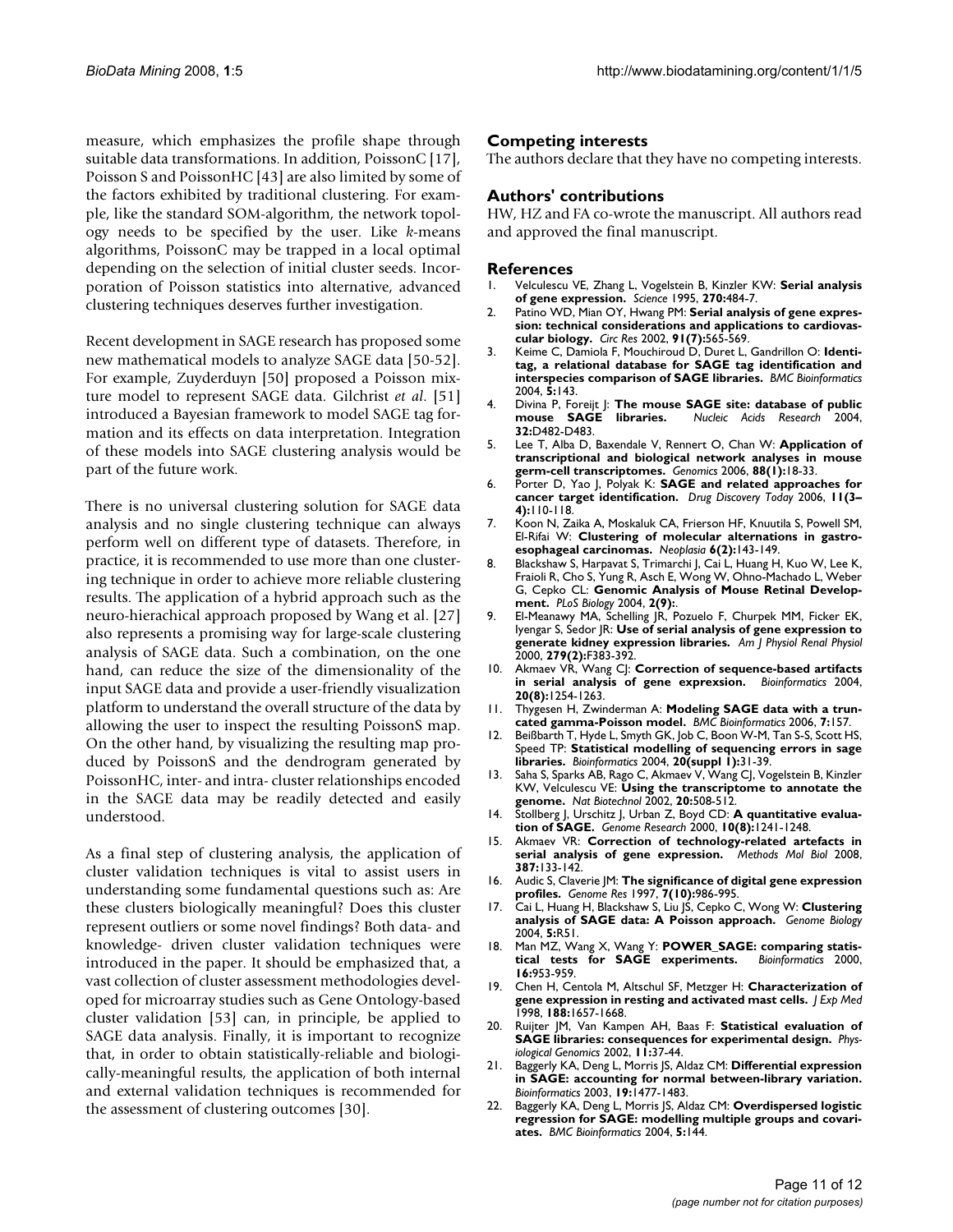measure, which emphasizes the profile shape through suitable data transformations. In addition, PoissonC [17], Poisson S and PoissonHC [43] are also limited by some of the factors exhibited by traditional clustering. For example, like the standard SOM-algorithm, the network topology needs to be specified by the user. Like *k*-means algorithms, PoissonC may be trapped in a local optimal depending on the selection of initial cluster seeds. Incorporation of Poisson statistics into alternative, advanced clustering techniques deserves further investigation.

Recent development in SAGE research has proposed some new mathematical models to analyze SAGE data [50-52]. For example, Zuyderduyn [50] proposed a Poisson mixture model to represent SAGE data. Gilchrist *et al.* [51] introduced a Bayesian framework to model SAGE tag formation and its effects on data interpretation. Integration of these models into SAGE clustering analysis would be part of the future work.

There is no universal clustering solution for SAGE data analysis and no single clustering technique can always perform well on different type of datasets. Therefore, in practice, it is recommended to use more than one clustering technique in order to achieve more reliable clustering results. The application of a hybrid approach such as the neuro-hierachical approach proposed by Wang et al. [27] also represents a promising way for large-scale clustering analysis of SAGE data. Such a combination, on the one hand, can reduce the size of the dimensionality of the input SAGE data and provide a user-friendly visualization platform to understand the overall structure of the data by allowing the user to inspect the resulting PoissonS map. On the other hand, by visualizing the resulting map produced by PoissonS and the dendrogram generated by PoissonHC, inter- and intra- cluster relationships encoded in the SAGE data may be readily detected and easily understood.

As a final step of clustering analysis, the application of cluster validation techniques is vital to assist users in understanding some fundamental questions such as: Are these clusters biologically meaningful? Does this cluster represent outliers or some novel findings? Both data- and knowledge- driven cluster validation techniques were introduced in the paper. It should be emphasized that, a vast collection of cluster assessment methodologies developed for microarray studies such as Gene Ontology-based cluster validation [53] can, in principle, be applied to SAGE data analysis. Finally, it is important to recognize that, in order to obtain statistically-reliable and biologically-meaningful results, the application of both internal and external validation techniques is recommended for the assessment of clustering outcomes [30].

## Competing interests

The authors declare that they have no competing interests.

## Authors' contributions

HW, HZ and FA co-wrote the manuscript. All authors read and approved the final manuscript.

## References

1. Velculescu VE, Zhang L, Vogelstein B, Kinzler KW: **Serial analysis of gene expression.** *Science* 1995, **270:**484-7.
2. Patino WD, Mian OY, Hwang PM: **Serial analysis of gene expression: technical considerations and applications to cardiovascular biology.** *Circ Res* 2002, **91(7):**565-569.
3. Keime C, Damiola F, Mouchiroud D, Duret L, Gandrillon O: **Identitag, a relational database for SAGE tag identification and interspecies comparison of SAGE libraries.** *BMC Bioinformatics* 2004, **5:**143.
4. Divina P, Foreijt J: **The mouse SAGE site: database of public mouse SAGE libraries.** *Nucleic Acids Research* 2004, **32:**D482-D483.
5. Lee T, Alba D, Baxendale V, Rennert O, Chan W: **Application of transcriptional and biological network analyses in mouse germ-cell transcriptomes.** *Genomics* 2006, **88(1):**18-33.
6. Porter D, Yao J, Polyak K: **SAGE and related approaches for cancer target identification.** *Drug Discovery Today* 2006, **11(3–4):**110-118.
7. Koon N, Zaika A, Moskaluk CA, Frierson HF, Knuutila S, Powell SM, El-Rifai W: **Clustering of molecular alternations in gastroesophageal carcinomas.** *Neoplasia* **6(2):**143-149.
8. Blackshaw S, Harpavat S, Trimarchi J, Cai L, Huang H, Kuo W, Lee K, Fraioli R, Cho S, Yung R, Asch E, Wong W, Ohno-Machado L, Weber G, Cepko CL: **Genomic Analysis of Mouse Retinal Development.** *PLoS Biology* 2004, **2(9):**.
9. El-Meanawy MA, Schelling JR, Pozuelo F, Churpek MM, Ficker EK, Iyengar S, Sedor JR: **Use of serial analysis of gene expression to generate kidney expression libraries.** *Am J Physiol Renal Physiol* 2000, **279(2):**F383-392.
10. Akmaev VR, Wang CJ: **Correction of sequence-based artifacts in serial analysis of gene exprexsion.** *Bioinformatics* 2004, **20(8):**1254-1263.
11. Thygesen H, Zwinderman A: **Modeling SAGE data with a truncated gamma-Poisson model.** *BMC Bioinformatics* 2006, **7:**157.
12. Beißbarth T, Hyde L, Smyth GK, Job C, Boon W-M, Tan S-S, Scott HS, Speed TP: **Statistical modelling of sequencing errors in sage libraries.** *Bioinformatics* 2004, **20(suppl 1):**31-39.
13. Saha S, Sparks AB, Rago C, Akmaev V, Wang CJ, Vogelstein B, Kinzler KW, Velculescu VE: **Using the transcriptome to annotate the genome.** *Nat Biotechnol* 2002, **20:**508-512.
14. Stollberg J, Urschitz J, Urban Z, Boyd CD: **A quantitative evaluation of SAGE.** *Genome Research* 2000, **10(8):**1241-1248.
15. Akmaev VR: **Correction of technology-related artefacts in serial analysis of gene expression.** *Methods Mol Biol* 2008, **387:**133-142.
16. Audic S, Claverie JM: **The significance of digital gene expression profiles.** *Genome Res* 1997, **7(10):**986-995.
17. Cai L, Huang H, Blackshaw S, Liu JS, Cepko C, Wong W: **Clustering analysis of SAGE data: A Poisson approach.** *Genome Biology* 2004, **5:**R51.
18. Man MZ, Wang X, Wang Y: **POWER_SAGE: comparing statistical tests for SAGE experiments.** *Bioinformatics* 2000, **16:**953-959.
19. Chen H, Centola M, Altschul SF, Metzger H: **Characterization of gene expression in resting and activated mast cells.** *J Exp Med* 1998, **188:**1657-1668.
20. Ruijter JM, Van Kampen AH, Baas F: **Statistical evaluation of SAGE libraries: consequences for experimental design.** *Physiological Genomics* 2002, **11:**37-44.
21. Baggerly KA, Deng L, Morris JS, Aldaz CM: **Differential expression in SAGE: accounting for normal between-library variation.** *Bioinformatics* 2003, **19:**1477-1483.
22. Baggerly KA, Deng L, Morris JS, Aldaz CM: **Overdispersed logistic regression for SAGE: modelling multiple groups and covariates.** *BMC Bioinformatics* 2004, **5:**144.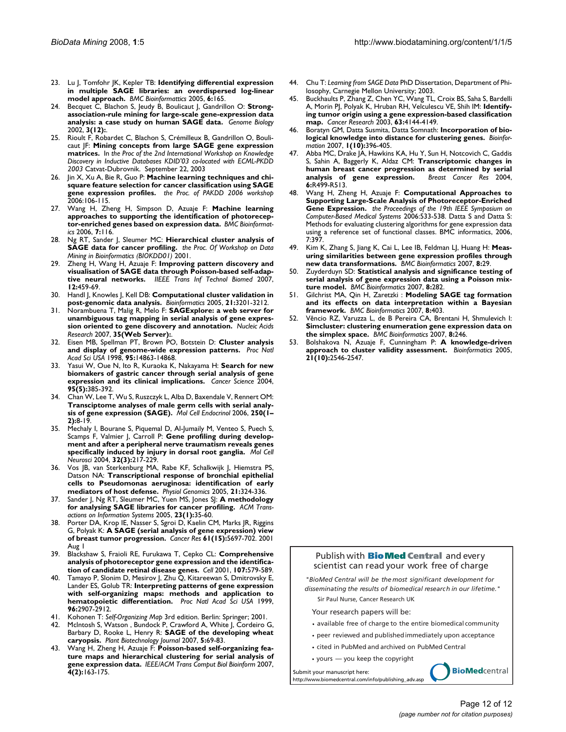23. Lu J, Tomfohr JK, Kepler TB: **Identifying differential expression in multiple SAGE libraries: an overdispersed log-linear model approach.** *BMC Bioinformattics* 2005, **6:**165.
24. Becquet C, Blachon S, Jeudy B, Boulicaut J, Gandrillon O: **Strong-association-rule mining for large-scale gene-expression data analysis: a case study on human SAGE data.** *Genome Biology* 2002, **3(12):**.
25. Rioult F, Robardet C, Blachon S, Crémilleux B, Gandrillon O, Boulicaut JF: **Mining concepts from large SAGE gene expression matrices.** In *the Proc of the 2nd International Workshop on Knowledge Discovery in Inductive Databases KDID'03 co-located with ECML-PKDD 2003* Catvat-Dubrovnik. September 22, 2003
26. Jin X, Xu A, Bie R, Guo P: **Machine learning techniques and chi-square feature selection for cancer classification using SAGE gene expression profiles.** *the Proc. of PAKDD 2006 workshop* 2006:106-115.
27. Wang H, Zheng H, Simpson D, Azuaje F: **Machine learning approaches to supporting the identification of photoreceptor-enriched genes based on expression data.** *BMC Bioinformatics* 2006, **7:**116.
28. Ng RT, Sander J, Sleumer MC: **Hierarchical cluster analysis of SAGE data for cancer profiling.** *the Proc. Of Workshop on Data Mining in Bioinformatics (BIOKDD01)* 2001.
29. Zheng H, Wang H, Azuaje F: **Improving pattern discovery and visualisation of SAGE data through Poisson-based self-adaptive neural networks.** *IIEEE Trans Inf Technol Biomed* 2007, **12:**459-69.
30. Handl J, Knowles J, Kell DB: **Computational cluster validation in post-genomic data analysis.** *Bioinformatics* 2005, **21:**3201-3212.
31. Norambuena T, Malig R, Melo F: **SAGExplore: a web server for unambiguous tag mapping in serial analysis of gene expression oriented to gene discovery and annotation.** *Nucleic Acids Research* 2007, **35(Web Server):**.
32. Eisen MB, Spellman PT, Brown PO, Botstein D: **Cluster analysis and display of genome-wide expression patterns.** *Proc Natl Acad Sci USA* 1998, **95:**14863-14868.
33. Yasui W, Oue N, Ito R, Kuraoka K, Nakayama H: **Search for new biomakers of gastric cancer through serial analysis of gene expression and its clinical implications.** *Cancer Science* 2004, **95(5):**385-392.
34. Chan W, Lee T, Wu S, Ruszczyk L, Alba D, Baxendale V, Rennert OM: **Transciptome analyses of male germ cells with serial analysis of gene expression (SAGE).** *Mol Cell Endocrinol* 2006, **250(1–2):**8-19.
35. Mechaly I, Bourane S, Piquemal D, Al-Jumaily M, Venteo S, Puech S, Scamps F, Valmier J, Carroll P: **Gene profiling during development and after a peripheral nerve traumatism reveals genes specifically induced by injury in dorsal root ganglia.** *Mol Cell Neurosci* 2004, **32(3):**217-229.
36. Vos JB, van Sterkenburg MA, Rabe KF, Schalkwijk J, Hiemstra PS, Datson NA: **Transcriptional response of bronchial epithelial cells to Pseudomonas aeruginosa: identification of early mediators of host defense.** *Physiol Genomics* 2005, **21:**324-336.
37. Sander J, Ng RT, Sleumer MC, Yuen MS, Jones SJ: **A methodology for analysing SAGE libraries for cancer profiling.** *ACM Transactions on Information Systems* 2005, **23(1):**35-60.
38. Porter DA, Krop IE, Nasser S, Sgroi D, Kaelin CM, Marks JR, Riggins G, Polyak K: **A SAGE (serial analysis of gene expression) view of breast tumor progression.** *Cancer Res* **61(15):**5697-702. 2001 Aug 1
39. Blackshaw S, Fraioli RE, Furukawa T, Cepko CL: **Comprehensive analysis of photoreceptor gene expression and the identification of candidate retinal disease genes.** *Cell* 2001, **107:**579-589.
40. Tamayo P, Slonim D, Mesirov J, Zhu Q, Kitareewan S, Dmitrovsky E, Lander ES, Golub TR: **Interpreting patterns of gene expression with self-organizing maps: methods and application to hematopoietic differentiation.** *Proc Natl Acad Sci USA* 1999, **96:**2907-2912.
41. Kohonen T: *Self-Organizing Map* 3rd edition. Berlin: Springer; 2001.
42. McIntosh S, Watson , Bundock P, Crawford A, White J, Cordeiro G, Barbary D, Rooke L, Henry R: **SAGE of the developing wheat caryopsis.** *Plant Biotechnology Journal* 2007, **5:**69-83.
43. Wang H, Zheng H, Azuaje F: **Poisson-based self-organizing feature maps and hierarchical clustering for serial analysis of gene expression data.** *IEEE/ACM Trans Comput Biol Bioinform* 2007, **4(2):**163-175.
44. Chu T: *Learning from SAGE Data* PhD Dissertation, Department of Philosophy, Carnegie Mellon University; 2003.
45. Buckhaults P, Zhang Z, Chen YC, Wang TL, Croix BS, Saha S, Bardelli A, Morin PJ, Polyak K, Hruban RH, Velculescu VE, Shih IM: **Identifying tumor origin using a gene expression-based classification map.** *Cancer Research* 2003, **63:**4144-4149.
46. Boratyn GM, Datta Susmita, Datta Somnath: **Incorporation of biological knowledge into distance for clustering genes.** *Bioinformation* 2007, **1(10):**396-405.
47. Abba MC, Drake JA, Hawkins KA, Hu Y, Sun H, Notcovich C, Gaddis S, Sahin A, Baggerly K, Aldaz CM: **Transcriptomic changes in human breast cancer progression as determined by serial analysis of gene expression.** *Breast Cancer Res* 2004, **6:**R499-R513.
48. Wang H, Zheng H, Azuaje F: **Computational Approaches to Supporting Large-Scale Analysis of Photoreceptor-Enriched Gene Expression.** *the Proceedings of the 19th IEEE Symposium on Computer-Based Medical Systems* 2006:533-538. Datta S and Datta S: Methods for evaluating clustering algorithms for gene expression data using a reference set of functional classes. BMC informatics, 2006, 7:397.
49. Kim K, Zhang S, Jiang K, Cai L, Lee IB, Feldman LJ, Huang H: **Measuring similarities between gene expression profiles through new data transformations.** *BMC Bioinformatics* 2007, **8:**29.
50. Zuyderduyn SD: **Statistical analysis and significance testing of serial analysis of gene expression data using a Poisson mixture model.** *BMC Bioinformatics* 2007, **8:**282.
51. Gilchrist MA, Qin H, Zaretzki : **Modeling SAGE tag formation and its effects on data interpretation within a Bayesian framework.** *BMC Bioinformatics* 2007, **8:**403.
52. Vêncio RZ, Varuzza L, de B Pereira CA, Brentani H, Shmulevich I: **Simcluster: clustering enumeration gene expression data on the simplex space.** *BMC Bioinformatics* 2007, **8:**246.
53. Bolshakova N, Azuaje F, Cunningham P: **A knowledge-driven approach to cluster validity assessment.** *Bioinformatics* 2005, **21(10):**2546-2547.

Publish with **BioMed Central** and every scientist can read your work free of charge

*"BioMed Central will be the most significant development for disseminating the results of biomedical research in our lifetime."*

Sir Paul Nurse, Cancer Research UK

Your research papers will be:

- available free of charge to the entire biomedical community
- peer reviewed and published immediately upon acceptance
- cited in PubMed and archived on PubMed Central
- yours — you keep the copyright

Submit your manuscript here:
http://www.biomedcentral.com/info/publishing_adv.asp

BioMedcentral